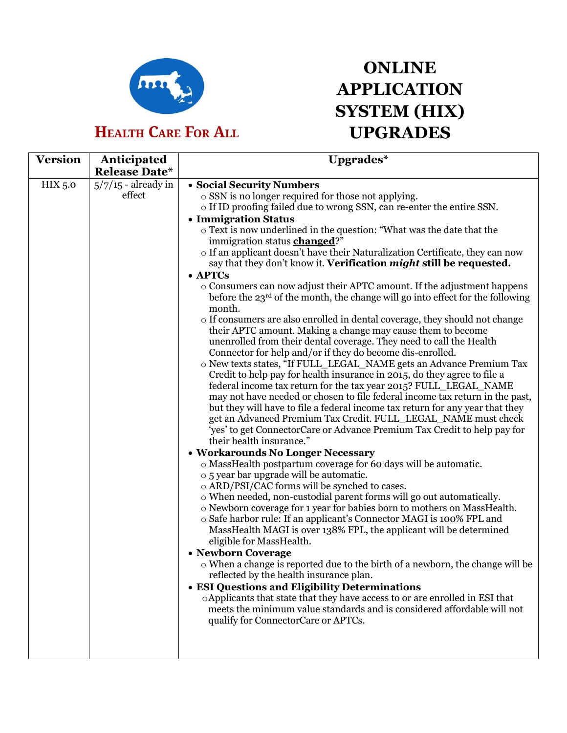Health Care For All

# ONLINE APPLICATION SYSTEM (HIX) UPGRADES

| Version | Anticipated Release Date* | Upgrades* |
|---|---|---|
| HIX 5.0 | 5/7/15 - already in effect | • **Social Security Numbers**<br>○ SSN is no longer required for those not applying.<br>○ If ID proofing failed due to wrong SSN, can re-enter the entire SSN.<br>• **Immigration Status**<br>○ Text is now underlined in the question: "What was the date that the immigration status **changed**?"<br>○ If an applicant doesn't have their Naturalization Certificate, they can now say that they don't know it. **Verification *might* still be requested.**<br>• **APTCs**<br>○ Consumers can now adjust their APTC amount. If the adjustment happens before the 23rd of the month, the change will go into effect for the following month.<br>○ If consumers are also enrolled in dental coverage, they should not change their APTC amount. Making a change may cause them to become unenrolled from their dental coverage. They need to call the Health Connector for help and/or if they do become dis-enrolled.<br>○ New texts states, "If FULL_LEGAL_NAME gets an Advance Premium Tax Credit to help pay for health insurance in 2015, do they agree to file a federal income tax return for the tax year 2015? FULL_LEGAL_NAME may not have needed or chosen to file federal income tax return in the past, but they will have to file a federal income tax return for any year that they get an Advanced Premium Tax Credit. FULL_LEGAL_NAME must check 'yes' to get ConnectorCare or Advance Premium Tax Credit to help pay for their health insurance."<br>• **Workarounds No Longer Necessary**<br>○ MassHealth postpartum coverage for 60 days will be automatic.<br>○ 5 year bar upgrade will be automatic.<br>○ ARD/PSI/CAC forms will be synched to cases.<br>○ When needed, non-custodial parent forms will go out automatically.<br>○ Newborn coverage for 1 year for babies born to mothers on MassHealth.<br>○ Safe harbor rule: If an applicant's Connector MAGI is 100% FPL and MassHealth MAGI is over 138% FPL, the applicant will be determined eligible for MassHealth.<br>• **Newborn Coverage**<br>○ When a change is reported due to the birth of a newborn, the change will be reflected by the health insurance plan.<br>• **ESI Questions and Eligibility Determinations**<br>○ Applicants that state that they have access to or are enrolled in ESI that meets the minimum value standards and is considered affordable will not qualify for ConnectorCare or APTCs. |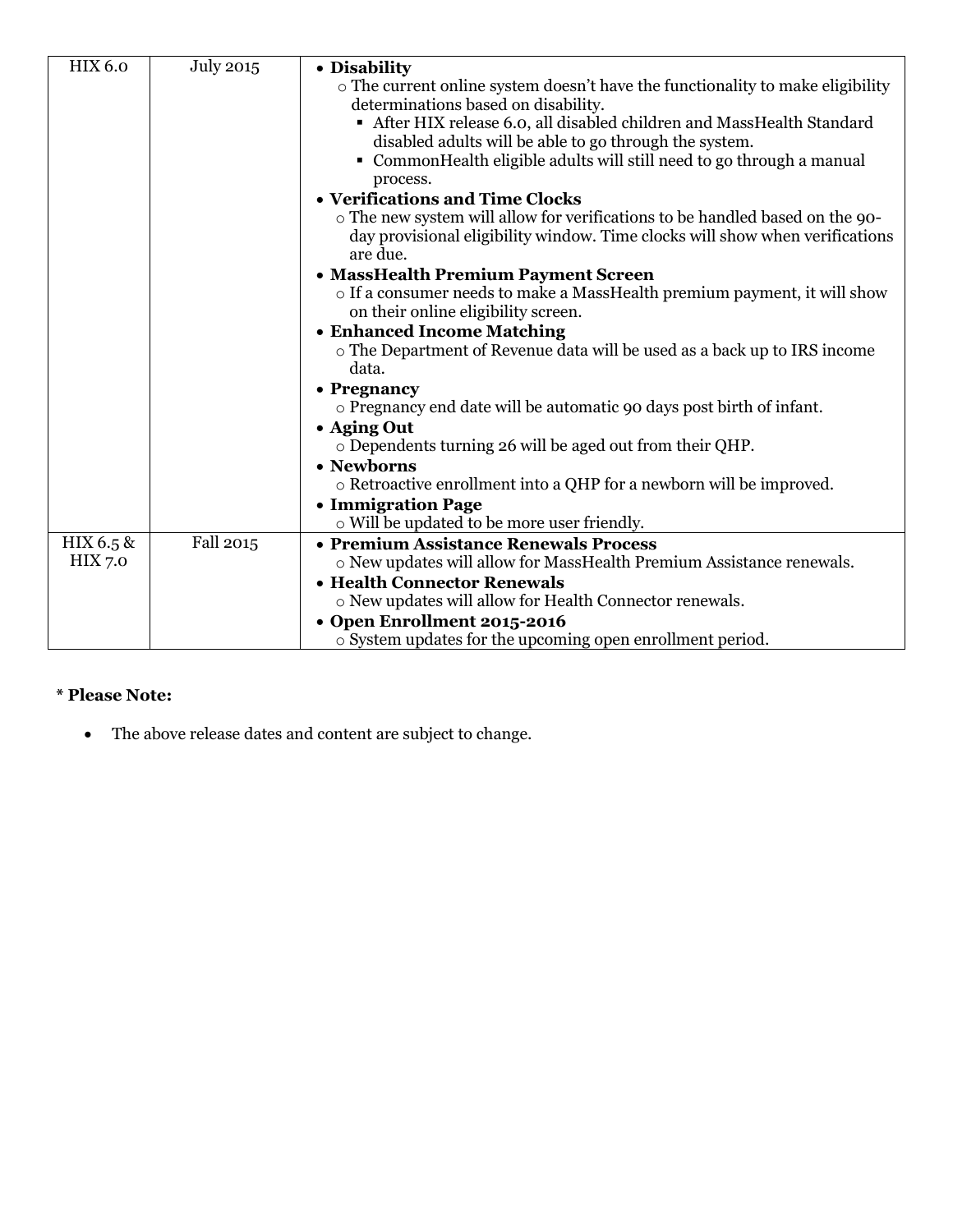| | | |
|---|---|---|
| HIX 6.0 | July 2015 | • **Disability**<br>○ The current online system doesn't have the functionality to make eligibility determinations based on disability.<br>▪ After HIX release 6.0, all disabled children and MassHealth Standard disabled adults will be able to go through the system.<br>▪ CommonHealth eligible adults will still need to go through a manual process.<br>• **Verifications and Time Clocks**<br>○ The new system will allow for verifications to be handled based on the 90-day provisional eligibility window. Time clocks will show when verifications are due.<br>• **MassHealth Premium Payment Screen**<br>○ If a consumer needs to make a MassHealth premium payment, it will show on their online eligibility screen.<br>• **Enhanced Income Matching**<br>○ The Department of Revenue data will be used as a back up to IRS income data.<br>• **Pregnancy**<br>○ Pregnancy end date will be automatic 90 days post birth of infant.<br>• **Aging Out**<br>○ Dependents turning 26 will be aged out from their QHP.<br>• **Newborns**<br>○ Retroactive enrollment into a QHP for a newborn will be improved.<br>• **Immigration Page**<br>○ Will be updated to be more user friendly. |
| HIX 6.5 & HIX 7.0 | Fall 2015 | • **Premium Assistance Renewals Process**<br>○ New updates will allow for MassHealth Premium Assistance renewals.<br>• **Health Connector Renewals**<br>○ New updates will allow for Health Connector renewals.<br>• **Open Enrollment 2015-2016**<br>○ System updates for the upcoming open enrollment period. |

**\* Please Note:**

- The above release dates and content are subject to change.